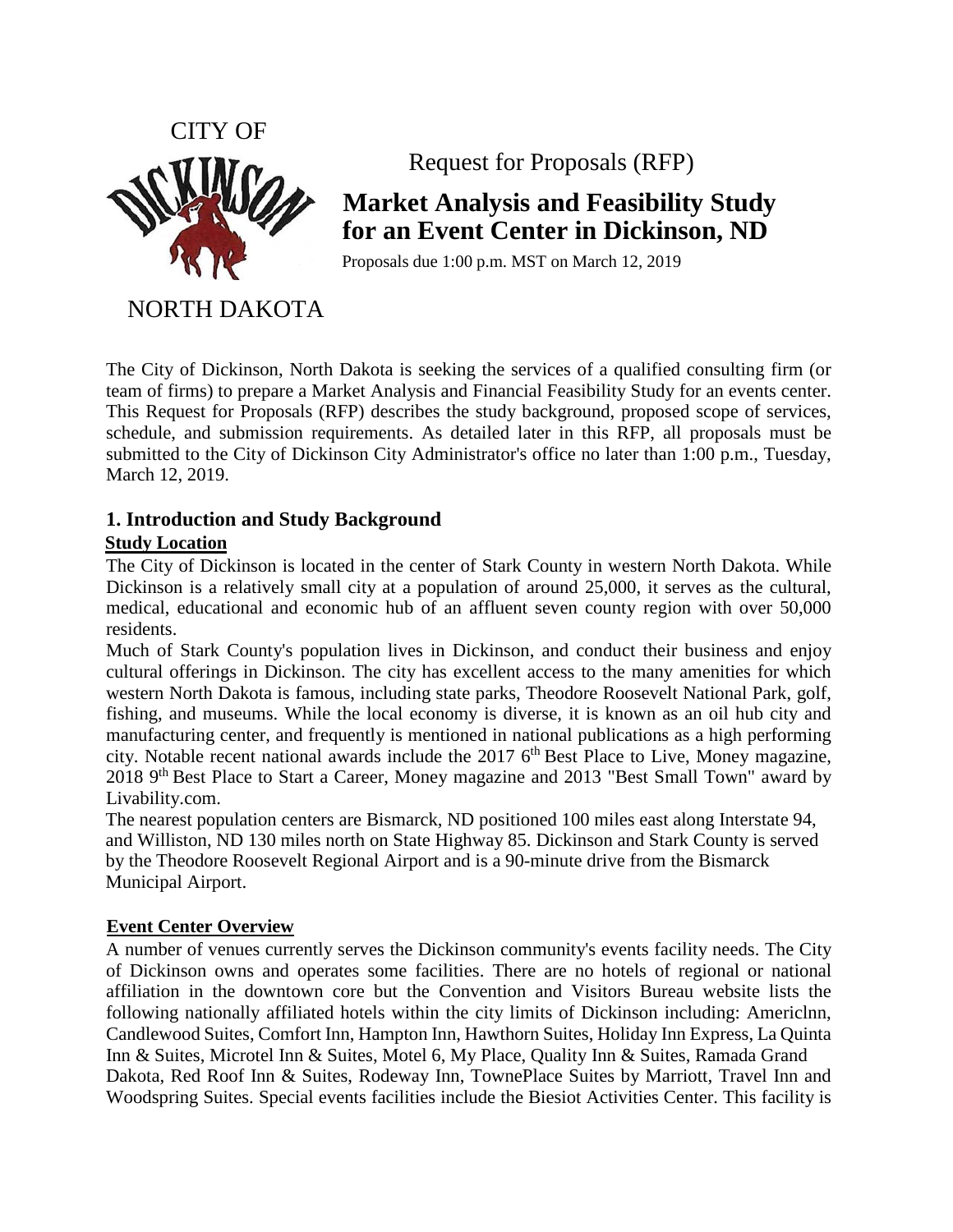CITY OF

NORTH DAKOTA

Request for Proposals (RFP)

# Market Analysis and Feasibility Study for an Event Center in Dickinson, ND

Proposals due 1:00 p.m. MST on March 12, 2019

The City of Dickinson, North Dakota is seeking the services of a qualified consulting firm (or team of firms) to prepare a Market Analysis and Financial Feasibility Study for an events center. This Request for Proposals (RFP) describes the study background, proposed scope of services, schedule, and submission requirements. As detailed later in this RFP, all proposals must be submitted to the City of Dickinson City Administrator's office no later than 1:00 p.m., Tuesday, March 12, 2019.

## 1. Introduction and Study Background

### Study Location

The City of Dickinson is located in the center of Stark County in western North Dakota. While Dickinson is a relatively small city at a population of around 25,000, it serves as the cultural, medical, educational and economic hub of an affluent seven county region with over 50,000 residents.

Much of Stark County's population lives in Dickinson, and conduct their business and enjoy cultural offerings in Dickinson. The city has excellent access to the many amenities for which western North Dakota is famous, including state parks, Theodore Roosevelt National Park, golf, fishing, and museums. While the local economy is diverse, it is known as an oil hub city and manufacturing center, and frequently is mentioned in national publications as a high performing city. Notable recent national awards include the 2017 6th Best Place to Live, Money magazine, 2018 9th Best Place to Start a Career, Money magazine and 2013 "Best Small Town" award by Livability.com.

The nearest population centers are Bismarck, ND positioned 100 miles east along Interstate 94, and Williston, ND 130 miles north on State Highway 85. Dickinson and Stark County is served by the Theodore Roosevelt Regional Airport and is a 90-minute drive from the Bismarck Municipal Airport.

### Event Center Overview

A number of venues currently serves the Dickinson community's events facility needs. The City of Dickinson owns and operates some facilities. There are no hotels of regional or national affiliation in the downtown core but the Convention and Visitors Bureau website lists the following nationally affiliated hotels within the city limits of Dickinson including: Americlnn, Candlewood Suites, Comfort Inn, Hampton Inn, Hawthorn Suites, Holiday Inn Express, La Quinta Inn & Suites, Microtel Inn & Suites, Motel 6, My Place, Quality Inn & Suites, Ramada Grand Dakota, Red Roof Inn & Suites, Rodeway Inn, TownePlace Suites by Marriott, Travel Inn and Woodspring Suites. Special events facilities include the Biesiot Activities Center. This facility is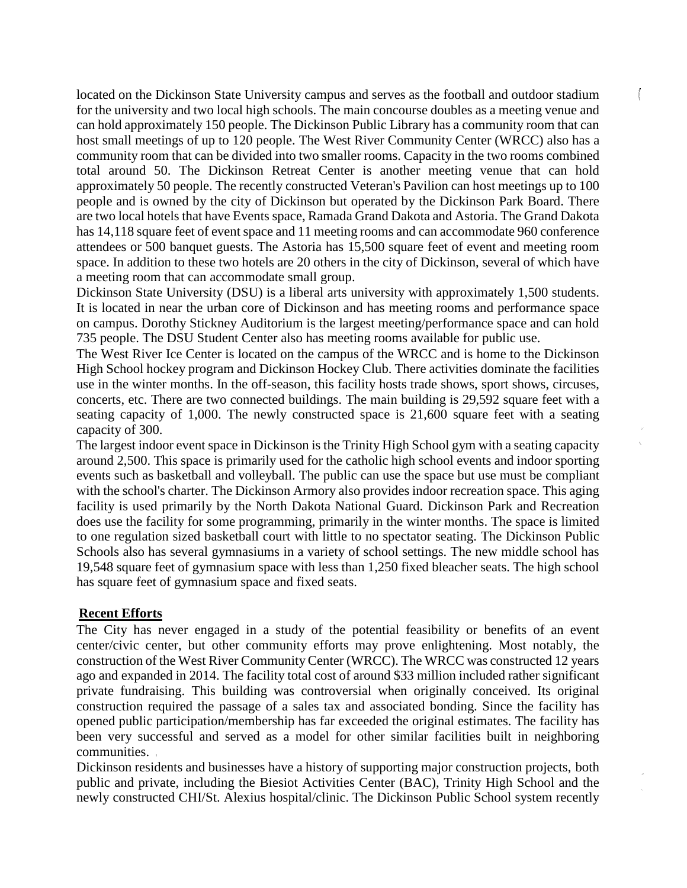located on the Dickinson State University campus and serves as the football and outdoor stadium for the university and two local high schools. The main concourse doubles as a meeting venue and can hold approximately 150 people. The Dickinson Public Library has a community room that can host small meetings of up to 120 people. The West River Community Center (WRCC) also has a community room that can be divided into two smaller rooms. Capacity in the two rooms combined total around 50. The Dickinson Retreat Center is another meeting venue that can hold approximately 50 people. The recently constructed Veteran's Pavilion can host meetings up to 100 people and is owned by the city of Dickinson but operated by the Dickinson Park Board. There are two local hotels that have Events space, Ramada Grand Dakota and Astoria. The Grand Dakota has 14,118 square feet of event space and 11 meeting rooms and can accommodate 960 conference attendees or 500 banquet guests. The Astoria has 15,500 square feet of event and meeting room space. In addition to these two hotels are 20 others in the city of Dickinson, several of which have a meeting room that can accommodate small group.

Dickinson State University (DSU) is a liberal arts university with approximately 1,500 students. It is located in near the urban core of Dickinson and has meeting rooms and performance space on campus. Dorothy Stickney Auditorium is the largest meeting/performance space and can hold 735 people. The DSU Student Center also has meeting rooms available for public use.

The West River Ice Center is located on the campus of the WRCC and is home to the Dickinson High School hockey program and Dickinson Hockey Club. There activities dominate the facilities use in the winter months. In the off-season, this facility hosts trade shows, sport shows, circuses, concerts, etc. There are two connected buildings. The main building is 29,592 square feet with a seating capacity of 1,000. The newly constructed space is 21,600 square feet with a seating capacity of 300.

The largest indoor event space in Dickinson is the Trinity High School gym with a seating capacity around 2,500. This space is primarily used for the catholic high school events and indoor sporting events such as basketball and volleyball. The public can use the space but use must be compliant with the school's charter. The Dickinson Armory also provides indoor recreation space. This aging facility is used primarily by the North Dakota National Guard. Dickinson Park and Recreation does use the facility for some programming, primarily in the winter months. The space is limited to one regulation sized basketball court with little to no spectator seating. The Dickinson Public Schools also has several gymnasiums in a variety of school settings. The new middle school has 19,548 square feet of gymnasium space with less than 1,250 fixed bleacher seats. The high school has square feet of gymnasium space and fixed seats.

**Recent Efforts**

The City has never engaged in a study of the potential feasibility or benefits of an event center/civic center, but other community efforts may prove enlightening. Most notably, the construction of the West River Community Center (WRCC). The WRCC was constructed 12 years ago and expanded in 2014. The facility total cost of around $33 million included rather significant private fundraising. This building was controversial when originally conceived. Its original construction required the passage of a sales tax and associated bonding. Since the facility has opened public participation/membership has far exceeded the original estimates. The facility has been very successful and served as a model for other similar facilities built in neighboring communities.

Dickinson residents and businesses have a history of supporting major construction projects, both public and private, including the Biesiot Activities Center (BAC), Trinity High School and the newly constructed CHI/St. Alexius hospital/clinic. The Dickinson Public School system recently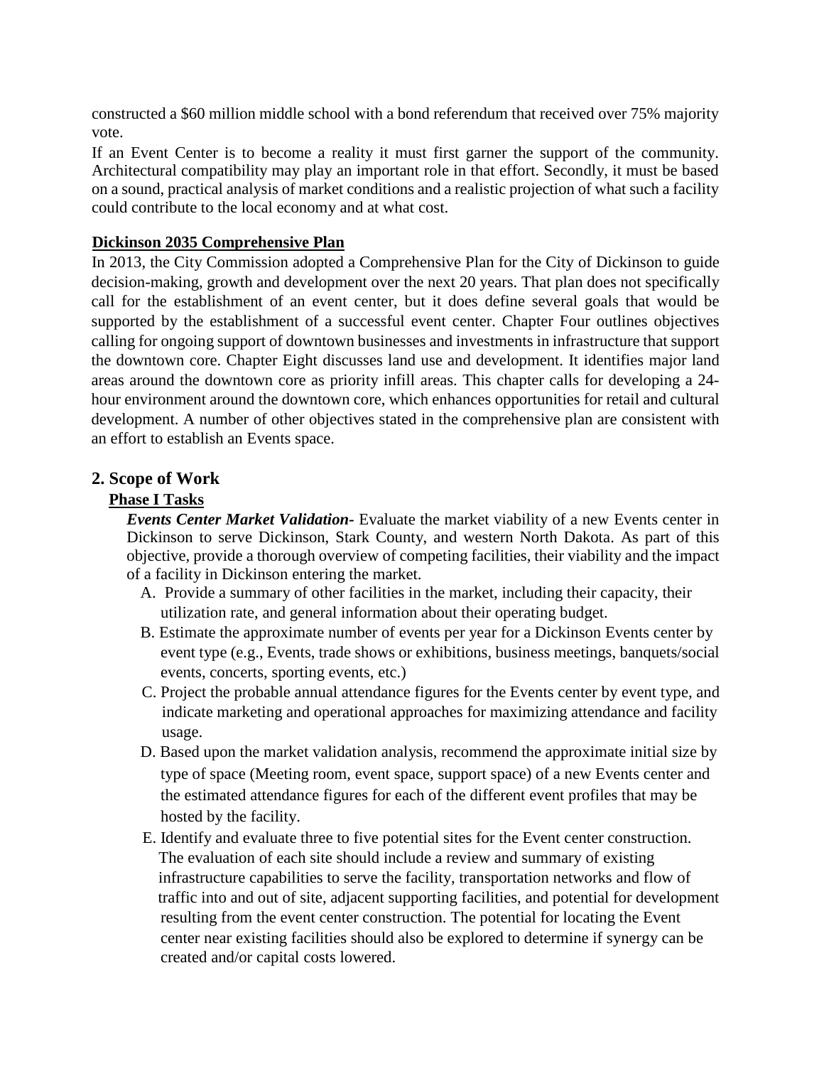constructed a $60 million middle school with a bond referendum that received over 75% majority vote.

If an Event Center is to become a reality it must first garner the support of the community. Architectural compatibility may play an important role in that effort. Secondly, it must be based on a sound, practical analysis of market conditions and a realistic projection of what such a facility could contribute to the local economy and at what cost.

**Dickinson 2035 Comprehensive Plan**

In 2013, the City Commission adopted a Comprehensive Plan for the City of Dickinson to guide decision-making, growth and development over the next 20 years. That plan does not specifically call for the establishment of an event center, but it does define several goals that would be supported by the establishment of a successful event center. Chapter Four outlines objectives calling for ongoing support of downtown businesses and investments in infrastructure that support the downtown core. Chapter Eight discusses land use and development. It identifies major land areas around the downtown core as priority infill areas. This chapter calls for developing a 24-hour environment around the downtown core, which enhances opportunities for retail and cultural development. A number of other objectives stated in the comprehensive plan are consistent with an effort to establish an Events space.

## 2. Scope of Work

### Phase I Tasks

***Events Center Market Validation-*** Evaluate the market viability of a new Events center in Dickinson to serve Dickinson, Stark County, and western North Dakota. As part of this objective, provide a thorough overview of competing facilities, their viability and the impact of a facility in Dickinson entering the market.

A. Provide a summary of other facilities in the market, including their capacity, their utilization rate, and general information about their operating budget.

B. Estimate the approximate number of events per year for a Dickinson Events center by event type (e.g., Events, trade shows or exhibitions, business meetings, banquets/social events, concerts, sporting events, etc.)

C. Project the probable annual attendance figures for the Events center by event type, and indicate marketing and operational approaches for maximizing attendance and facility usage.

D. Based upon the market validation analysis, recommend the approximate initial size by type of space (Meeting room, event space, support space) of a new Events center and the estimated attendance figures for each of the different event profiles that may be hosted by the facility.

E. Identify and evaluate three to five potential sites for the Event center construction. The evaluation of each site should include a review and summary of existing infrastructure capabilities to serve the facility, transportation networks and flow of traffic into and out of site, adjacent supporting facilities, and potential for development resulting from the event center construction. The potential for locating the Event center near existing facilities should also be explored to determine if synergy can be created and/or capital costs lowered.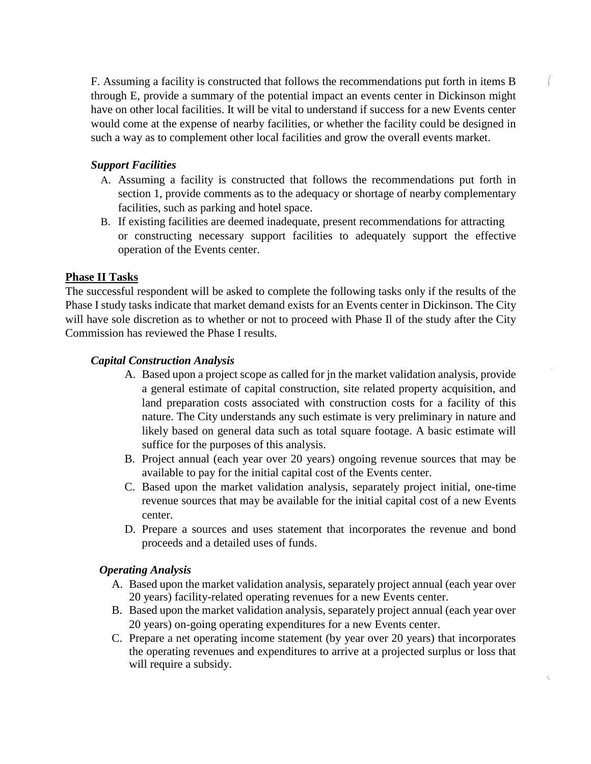F. Assuming a facility is constructed that follows the recommendations put forth in items B through E, provide a summary of the potential impact an events center in Dickinson might have on other local facilities. It will be vital to understand if success for a new Events center would come at the expense of nearby facilities, or whether the facility could be designed in such a way as to complement other local facilities and grow the overall events market.

***Support Facilities***

A. Assuming a facility is constructed that follows the recommendations put forth in section 1, provide comments as to the adequacy or shortage of nearby complementary facilities, such as parking and hotel space.
B. If existing facilities are deemed inadequate, present recommendations for attracting or constructing necessary support facilities to adequately support the effective operation of the Events center.

## Phase II Tasks

The successful respondent will be asked to complete the following tasks only if the results of the Phase I study tasks indicate that market demand exists for an Events center in Dickinson. The City will have sole discretion as to whether or not to proceed with Phase Il of the study after the City Commission has reviewed the Phase I results.

***Capital Construction Analysis***

A. Based upon a project scope as called for jn the market validation analysis, provide a general estimate of capital construction, site related property acquisition, and land preparation costs associated with construction costs for a facility of this nature. The City understands any such estimate is very preliminary in nature and likely based on general data such as total square footage. A basic estimate will suffice for the purposes of this analysis.
B. Project annual (each year over 20 years) ongoing revenue sources that may be available to pay for the initial capital cost of the Events center.
C. Based upon the market validation analysis, separately project initial, one-time revenue sources that may be available for the initial capital cost of a new Events center.
D. Prepare a sources and uses statement that incorporates the revenue and bond proceeds and a detailed uses of funds.

***Operating Analysis***

A. Based upon the market validation analysis, separately project annual (each year over 20 years) facility-related operating revenues for a new Events center.
B. Based upon the market validation analysis, separately project annual (each year over 20 years) on-going operating expenditures for a new Events center.
C. Prepare a net operating income statement (by year over 20 years) that incorporates the operating revenues and expenditures to arrive at a projected surplus or loss that will require a subsidy.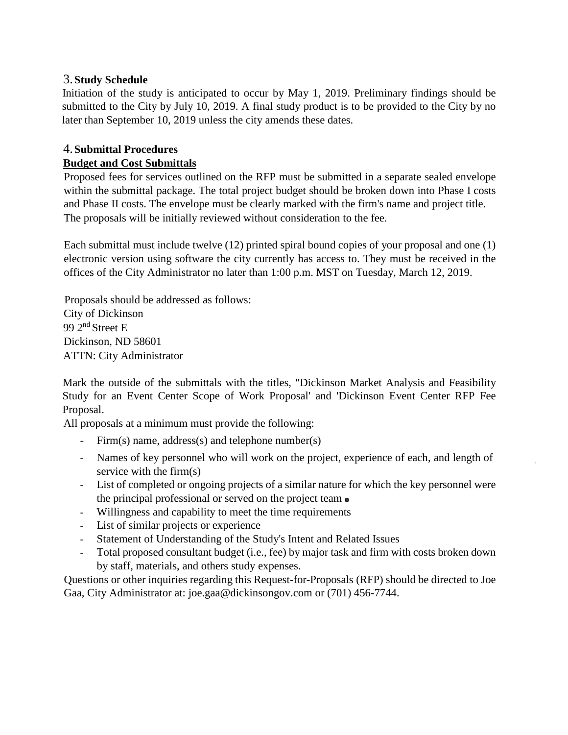## 3. Study Schedule

Initiation of the study is anticipated to occur by May 1, 2019. Preliminary findings should be submitted to the City by July 10, 2019. A final study product is to be provided to the City by no later than September 10, 2019 unless the city amends these dates.

## 4. Submittal Procedures

**Budget and Cost Submittals**

Proposed fees for services outlined on the RFP must be submitted in a separate sealed envelope within the submittal package. The total project budget should be broken down into Phase I costs and Phase II costs. The envelope must be clearly marked with the firm's name and project title. The proposals will be initially reviewed without consideration to the fee.

Each submittal must include twelve (12) printed spiral bound copies of your proposal and one (1) electronic version using software the city currently has access to. They must be received in the offices of the City Administrator no later than 1:00 p.m. MST on Tuesday, March 12, 2019.

Proposals should be addressed as follows:
City of Dickinson
99 2nd Street E
Dickinson, ND 58601
ATTN: City Administrator

Mark the outside of the submittals with the titles, "Dickinson Market Analysis and Feasibility Study for an Event Center Scope of Work Proposal' and 'Dickinson Event Center RFP Fee Proposal.

All proposals at a minimum must provide the following:

- Firm(s) name, address(s) and telephone number(s)
- Names of key personnel who will work on the project, experience of each, and length of service with the firm(s)
- List of completed or ongoing projects of a similar nature for which the key personnel were the principal professional or served on the project team
- Willingness and capability to meet the time requirements
- List of similar projects or experience
- Statement of Understanding of the Study's Intent and Related Issues
- Total proposed consultant budget (i.e., fee) by major task and firm with costs broken down by staff, materials, and others study expenses.

Questions or other inquiries regarding this Request-for-Proposals (RFP) should be directed to Joe Gaa, City Administrator at: joe.gaa@dickinsongov.com or (701) 456-7744.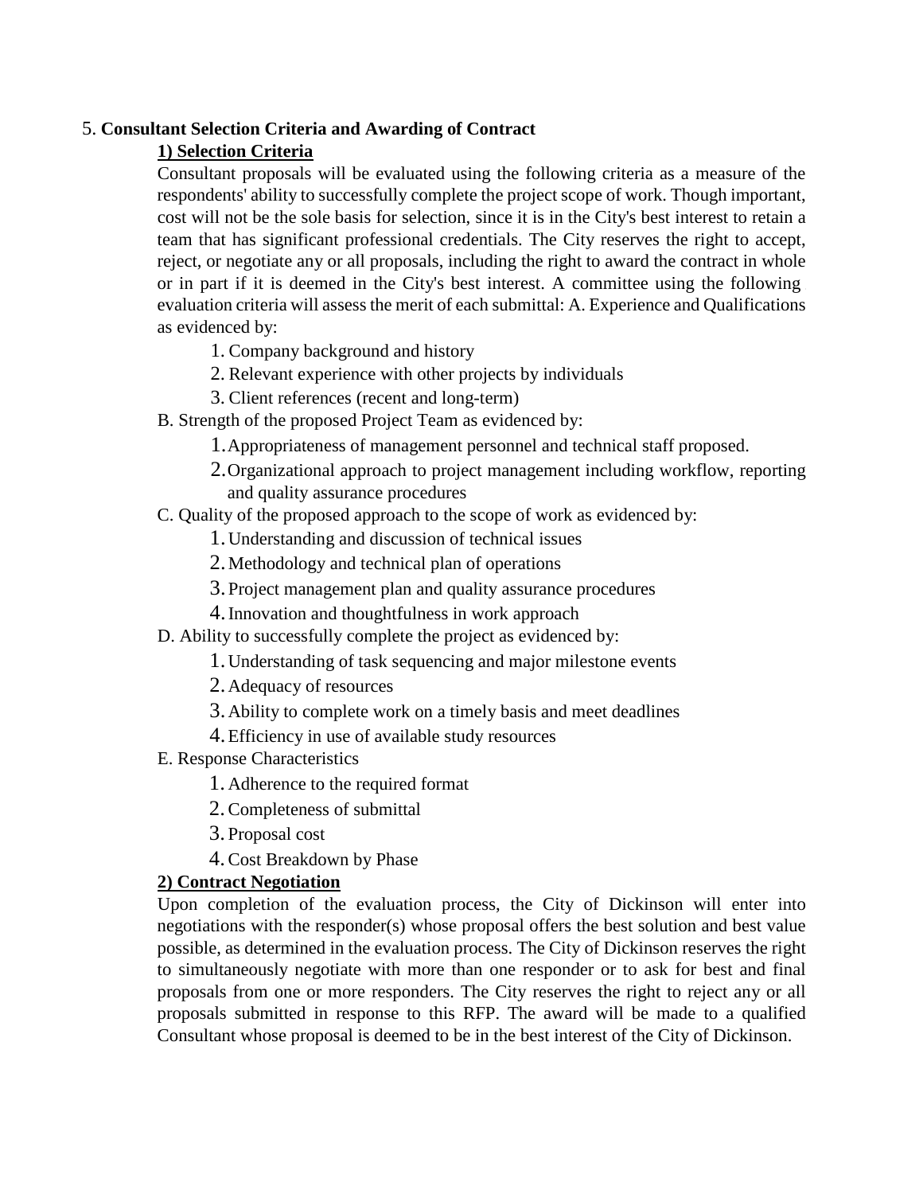5. **Consultant Selection Criteria and Awarding of Contract**

**1) Selection Criteria**

Consultant proposals will be evaluated using the following criteria as a measure of the respondents' ability to successfully complete the project scope of work. Though important, cost will not be the sole basis for selection, since it is in the City's best interest to retain a team that has significant professional credentials. The City reserves the right to accept, reject, or negotiate any or all proposals, including the right to award the contract in whole or in part if it is deemed in the City's best interest. A committee using the following evaluation criteria will assess the merit of each submittal: A. Experience and Qualifications as evidenced by:

1. Company background and history
2. Relevant experience with other projects by individuals
3. Client references (recent and long-term)

B. Strength of the proposed Project Team as evidenced by:

1. Appropriateness of management personnel and technical staff proposed.
2. Organizational approach to project management including workflow, reporting and quality assurance procedures

C. Quality of the proposed approach to the scope of work as evidenced by:

1. Understanding and discussion of technical issues
2. Methodology and technical plan of operations
3. Project management plan and quality assurance procedures
4. Innovation and thoughtfulness in work approach

D. Ability to successfully complete the project as evidenced by:

1. Understanding of task sequencing and major milestone events
2. Adequacy of resources
3. Ability to complete work on a timely basis and meet deadlines
4. Efficiency in use of available study resources

E. Response Characteristics

1. Adherence to the required format
2. Completeness of submittal
3. Proposal cost
4. Cost Breakdown by Phase

**2) Contract Negotiation**

Upon completion of the evaluation process, the City of Dickinson will enter into negotiations with the responder(s) whose proposal offers the best solution and best value possible, as determined in the evaluation process. The City of Dickinson reserves the right to simultaneously negotiate with more than one responder or to ask for best and final proposals from one or more responders. The City reserves the right to reject any or all proposals submitted in response to this RFP. The award will be made to a qualified Consultant whose proposal is deemed to be in the best interest of the City of Dickinson.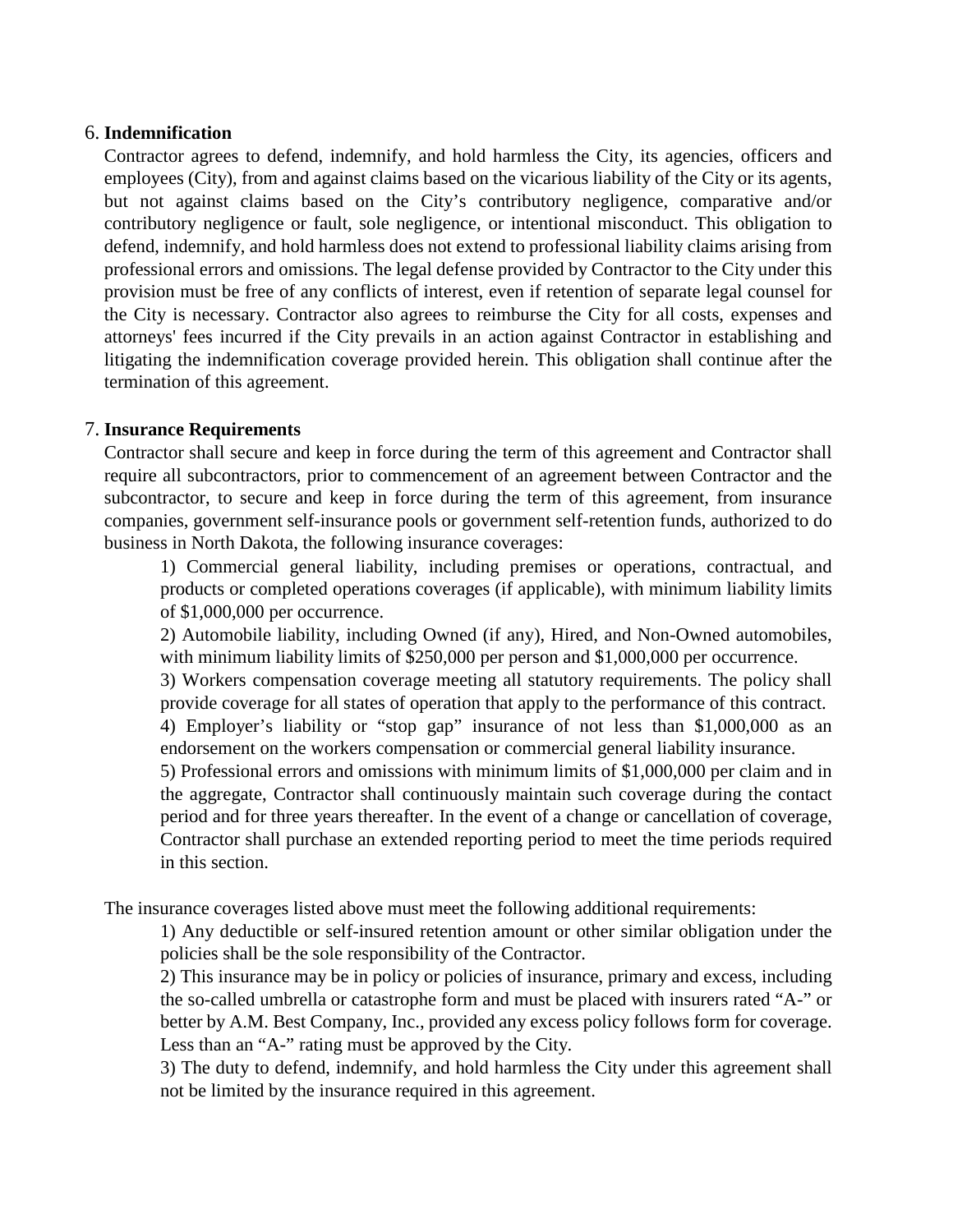6. **Indemnification**

Contractor agrees to defend, indemnify, and hold harmless the City, its agencies, officers and employees (City), from and against claims based on the vicarious liability of the City or its agents, but not against claims based on the City's contributory negligence, comparative and/or contributory negligence or fault, sole negligence, or intentional misconduct. This obligation to defend, indemnify, and hold harmless does not extend to professional liability claims arising from professional errors and omissions. The legal defense provided by Contractor to the City under this provision must be free of any conflicts of interest, even if retention of separate legal counsel for the City is necessary. Contractor also agrees to reimburse the City for all costs, expenses and attorneys' fees incurred if the City prevails in an action against Contractor in establishing and litigating the indemnification coverage provided herein. This obligation shall continue after the termination of this agreement.

7. **Insurance Requirements**

Contractor shall secure and keep in force during the term of this agreement and Contractor shall require all subcontractors, prior to commencement of an agreement between Contractor and the subcontractor, to secure and keep in force during the term of this agreement, from insurance companies, government self-insurance pools or government self-retention funds, authorized to do business in North Dakota, the following insurance coverages:

1) Commercial general liability, including premises or operations, contractual, and products or completed operations coverages (if applicable), with minimum liability limits of $1,000,000 per occurrence.

2) Automobile liability, including Owned (if any), Hired, and Non-Owned automobiles, with minimum liability limits of $250,000 per person and $1,000,000 per occurrence.

3) Workers compensation coverage meeting all statutory requirements. The policy shall provide coverage for all states of operation that apply to the performance of this contract.

4) Employer's liability or "stop gap" insurance of not less than $1,000,000 as an endorsement on the workers compensation or commercial general liability insurance.

5) Professional errors and omissions with minimum limits of $1,000,000 per claim and in the aggregate, Contractor shall continuously maintain such coverage during the contact period and for three years thereafter. In the event of a change or cancellation of coverage, Contractor shall purchase an extended reporting period to meet the time periods required in this section.

The insurance coverages listed above must meet the following additional requirements:

1) Any deductible or self-insured retention amount or other similar obligation under the policies shall be the sole responsibility of the Contractor.

2) This insurance may be in policy or policies of insurance, primary and excess, including the so-called umbrella or catastrophe form and must be placed with insurers rated "A-" or better by A.M. Best Company, Inc., provided any excess policy follows form for coverage. Less than an "A-" rating must be approved by the City.

3) The duty to defend, indemnify, and hold harmless the City under this agreement shall not be limited by the insurance required in this agreement.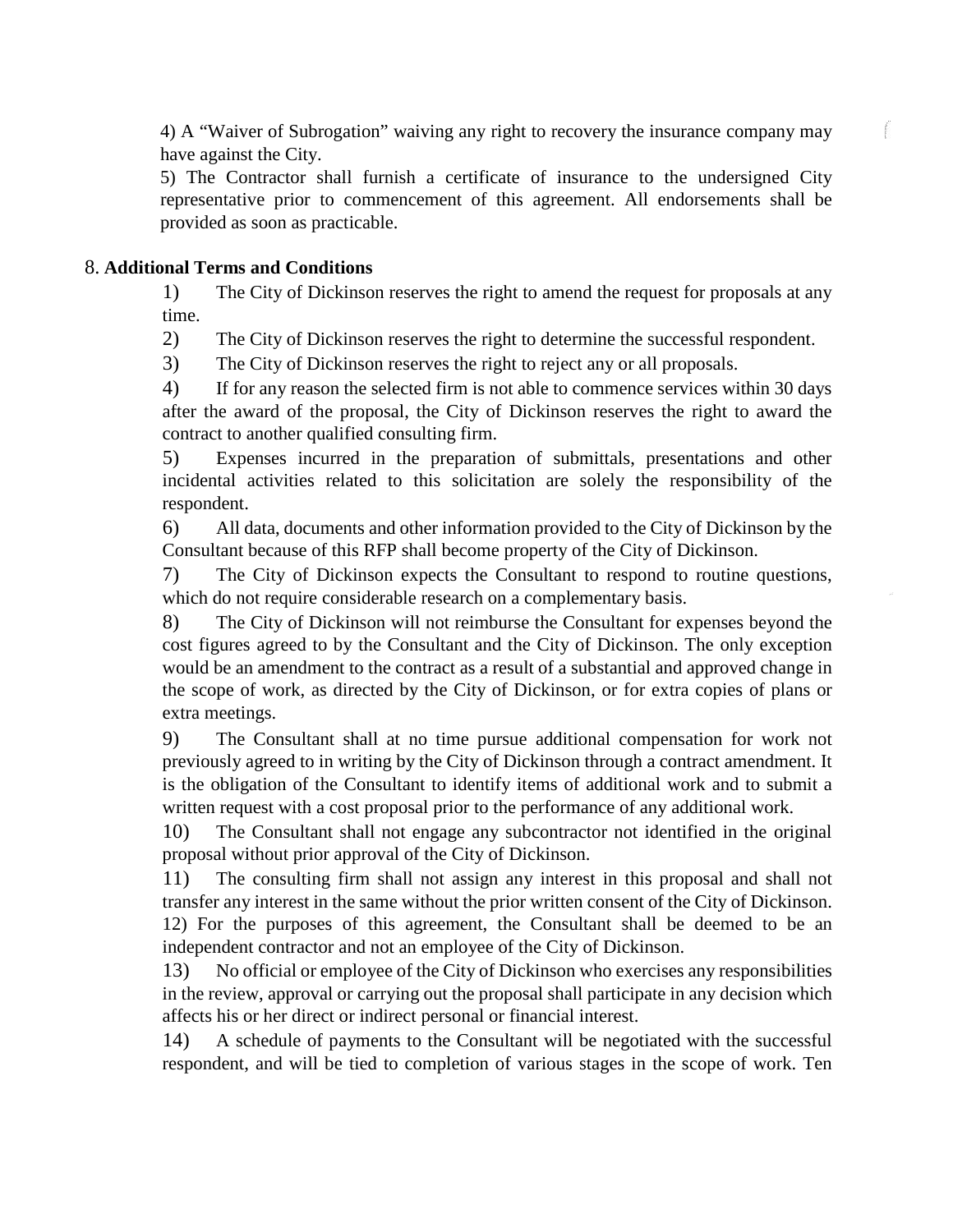4) A "Waiver of Subrogation" waiving any right to recovery the insurance company may have against the City.

5) The Contractor shall furnish a certificate of insurance to the undersigned City representative prior to commencement of this agreement. All endorsements shall be provided as soon as practicable.

8. **Additional Terms and Conditions**

1) The City of Dickinson reserves the right to amend the request for proposals at any time.

2) The City of Dickinson reserves the right to determine the successful respondent.

3) The City of Dickinson reserves the right to reject any or all proposals.

4) If for any reason the selected firm is not able to commence services within 30 days after the award of the proposal, the City of Dickinson reserves the right to award the contract to another qualified consulting firm.

5) Expenses incurred in the preparation of submittals, presentations and other incidental activities related to this solicitation are solely the responsibility of the respondent.

6) All data, documents and other information provided to the City of Dickinson by the Consultant because of this RFP shall become property of the City of Dickinson.

7) The City of Dickinson expects the Consultant to respond to routine questions, which do not require considerable research on a complementary basis.

8) The City of Dickinson will not reimburse the Consultant for expenses beyond the cost figures agreed to by the Consultant and the City of Dickinson. The only exception would be an amendment to the contract as a result of a substantial and approved change in the scope of work, as directed by the City of Dickinson, or for extra copies of plans or extra meetings.

9) The Consultant shall at no time pursue additional compensation for work not previously agreed to in writing by the City of Dickinson through a contract amendment. It is the obligation of the Consultant to identify items of additional work and to submit a written request with a cost proposal prior to the performance of any additional work.

10) The Consultant shall not engage any subcontractor not identified in the original proposal without prior approval of the City of Dickinson.

11) The consulting firm shall not assign any interest in this proposal and shall not transfer any interest in the same without the prior written consent of the City of Dickinson.

12) For the purposes of this agreement, the Consultant shall be deemed to be an independent contractor and not an employee of the City of Dickinson.

13) No official or employee of the City of Dickinson who exercises any responsibilities in the review, approval or carrying out the proposal shall participate in any decision which affects his or her direct or indirect personal or financial interest.

14) A schedule of payments to the Consultant will be negotiated with the successful respondent, and will be tied to completion of various stages in the scope of work. Ten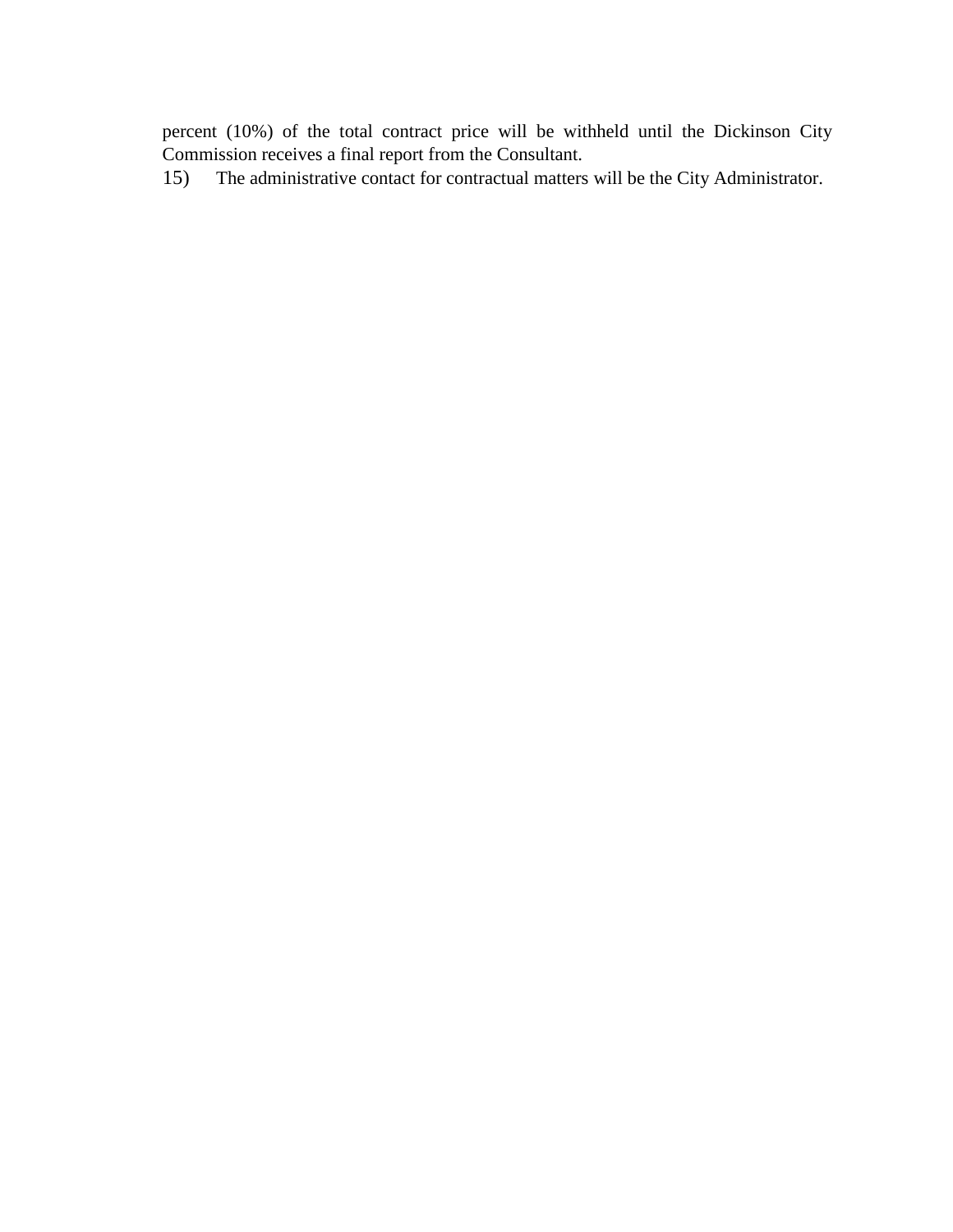percent (10%) of the total contract price will be withheld until the Dickinson City Commission receives a final report from the Consultant.

15) The administrative contact for contractual matters will be the City Administrator.